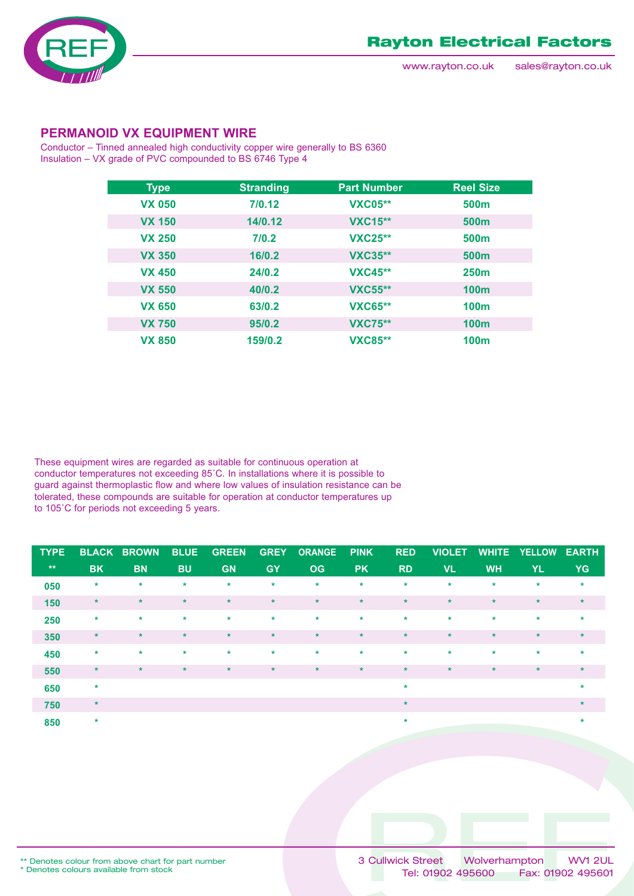# Rayton Electrical Factors

www.rayton.co.uk    sales@rayton.co.uk

## PERMANOID VX EQUIPMENT WIRE

Conductor – Tinned annealed high conductivity copper wire generally to BS 6360
Insulation – VX grade of PVC compounded to BS 6746 Type 4

| Type | Stranding | Part Number | Reel Size |
|---|---|---|---|
| VX 050 | 7/0.12 | VXC05** | 500m |
| VX 150 | 14/0.12 | VXC15** | 500m |
| VX 250 | 7/0.2 | VXC25** | 500m |
| VX 350 | 16/0.2 | VXC35** | 500m |
| VX 450 | 24/0.2 | VXC45** | 250m |
| VX 550 | 40/0.2 | VXC55** | 100m |
| VX 650 | 63/0.2 | VXC65** | 100m |
| VX 750 | 95/0.2 | VXC75** | 100m |
| VX 850 | 159/0.2 | VXC85** | 100m |

These equipment wires are regarded as suitable for continuous operation at conductor temperatures not exceeding 85˚C. In installations where it is possible to guard against thermoplastic flow and where low values of insulation resistance can be tolerated, these compounds are suitable for operation at conductor temperatures up to 105˚C for periods not exceeding 5 years.

| TYPE | BLACK | BROWN | BLUE | GREEN | GREY | ORANGE | PINK | RED | VIOLET | WHITE | YELLOW | EARTH |
|---|---|---|---|---|---|---|---|---|---|---|---|---|
| ** | BK | BN | BU | GN | GY | OG | PK | RD | VL | WH | YL | YG |
| 050 | * | * | * | * | * | * | * | * | * | * | * | * |
| 150 | * | * | * | * | * | * | * | * | * | * | * | * |
| 250 | * | * | * | * | * | * | * | * | * | * | * | * |
| 350 | * | * | * | * | * | * | * | * | * | * | * | * |
| 450 | * | * | * | * | * | * | * | * | * | * | * | * |
| 550 | * | * | * | * | * | * | * | * | * | * | * | * |
| 650 | * | | | | | | | * | | | | * |
| 750 | * | | | | | | | * | | | | * |
| 850 | * | | | | | | | * | | | | * |

** Denotes colour from above chart for part number
* Denotes colours available from stock

3 Cullwick Street    Wolverhampton    WV1 2UL
Tel: 01902 495600    Fax: 01902 495601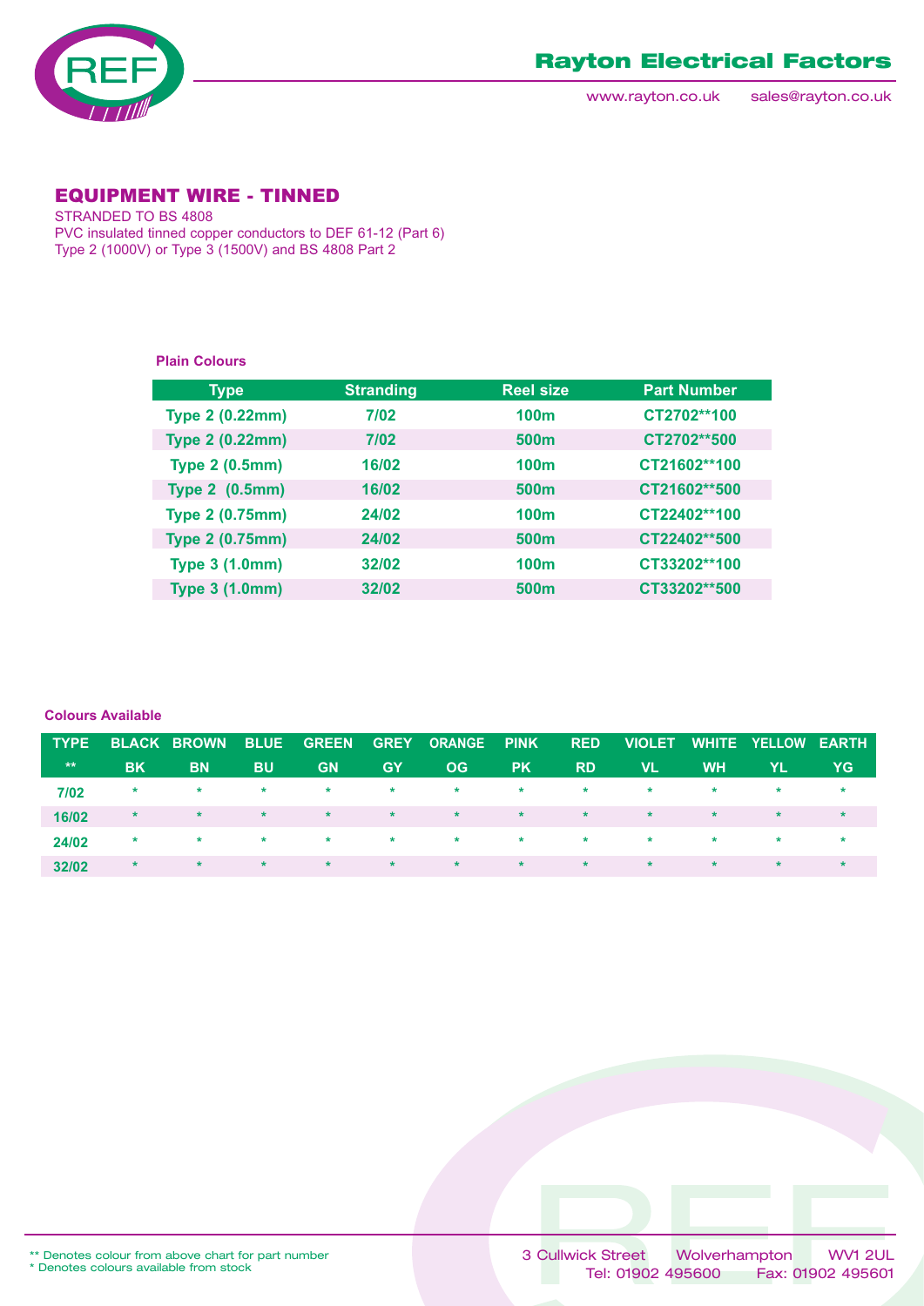## EQUIPMENT WIRE - TINNED

STRANDED TO BS 4808
PVC insulated tinned copper conductors to DEF 61-12 (Part 6)
Type 2 (1000V) or Type 3 (1500V) and BS 4808 Part 2

**Plain Colours**

| Type | Stranding | Reel size | Part Number |
|---|---|---|---|
| Type 2 (0.22mm) | 7/02 | 100m | CT2702**100 |
| Type 2 (0.22mm) | 7/02 | 500m | CT2702**500 |
| Type 2 (0.5mm) | 16/02 | 100m | CT21602**100 |
| Type 2 (0.5mm) | 16/02 | 500m | CT21602**500 |
| Type 2 (0.75mm) | 24/02 | 100m | CT22402**100 |
| Type 2 (0.75mm) | 24/02 | 500m | CT22402**500 |
| Type 3 (1.0mm) | 32/02 | 100m | CT33202**100 |
| Type 3 (1.0mm) | 32/02 | 500m | CT33202**500 |

**Colours Available**

| TYPE | BLACK | BROWN | BLUE | GREEN | GREY | ORANGE | PINK | RED | VIOLET | WHITE | YELLOW | EARTH |
|---|---|---|---|---|---|---|---|---|---|---|---|---|
| ** | BK | BN | BU | GN | GY | OG | PK | RD | VL | WH | YL | YG |
| 7/02 | * | * | * | * | * | * | * | * | * | * | * | * |
| 16/02 | * | * | * | * | * | * | * | * | * | * | * | * |
| 24/02 | * | * | * | * | * | * | * | * | * | * | * | * |
| 32/02 | * | * | * | * | * | * | * | * | * | * | * | * |

** Denotes colour from above chart for part number
* Denotes colours available from stock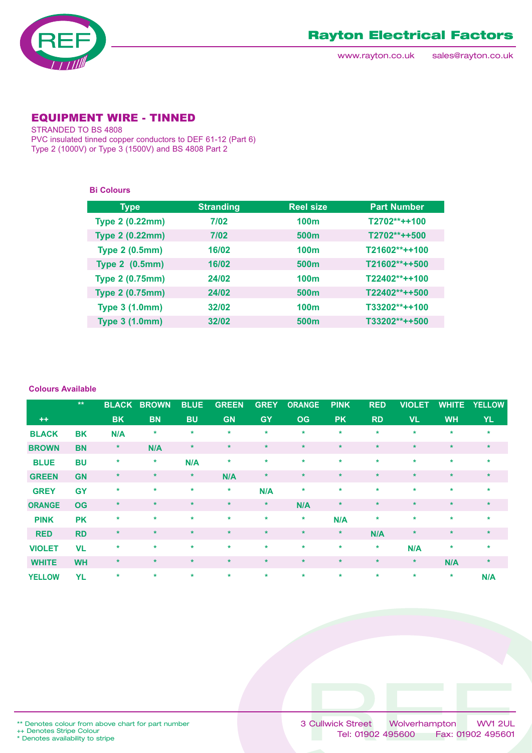## EQUIPMENT WIRE - TINNED

STRANDED TO BS 4808
PVC insulated tinned copper conductors to DEF 61-12 (Part 6)
Type 2 (1000V) or Type 3 (1500V) and BS 4808 Part 2

**Bi Colours**

| Type | Stranding | Reel size | Part Number |
|---|---|---|---|
| Type 2 (0.22mm) | 7/02 | 100m | T2702**++100 |
| Type 2 (0.22mm) | 7/02 | 500m | T2702**++500 |
| Type 2 (0.5mm) | 16/02 | 100m | T21602**++100 |
| Type 2 (0.5mm) | 16/02 | 500m | T21602**++500 |
| Type 2 (0.75mm) | 24/02 | 100m | T22402**++100 |
| Type 2 (0.75mm) | 24/02 | 500m | T22402**++500 |
| Type 3 (1.0mm) | 32/02 | 100m | T33202**++100 |
| Type 3 (1.0mm) | 32/02 | 500m | T33202**++500 |

**Colours Available**

| | ** | BLACK | BROWN | BLUE | GREEN | GREY | ORANGE | PINK | RED | VIOLET | WHITE | YELLOW |
|---|---|---|---|---|---|---|---|---|---|---|---|---|
| ++ | | BK | BN | BU | GN | GY | OG | PK | RD | VL | WH | YL |
| BLACK | BK | N/A | * | * | * | * | * | * | * | * | * | * |
| BROWN | BN | * | N/A | * | * | * | * | * | * | * | * | * |
| BLUE | BU | * | * | N/A | * | * | * | * | * | * | * | * |
| GREEN | GN | * | * | * | N/A | * | * | * | * | * | * | * |
| GREY | GY | * | * | * | * | N/A | * | * | * | * | * | * |
| ORANGE | OG | * | * | * | * | * | N/A | * | * | * | * | * |
| PINK | PK | * | * | * | * | * | * | N/A | * | * | * | * |
| RED | RD | * | * | * | * | * | * | * | N/A | * | * | * |
| VIOLET | VL | * | * | * | * | * | * | * | * | N/A | * | * |
| WHITE | WH | * | * | * | * | * | * | * | * | * | N/A | * |
| YELLOW | YL | * | * | * | * | * | * | * | * | * | * | N/A |

** Denotes colour from above chart for part number
++ Denotes Stripe Colour
* Denotes availability to stripe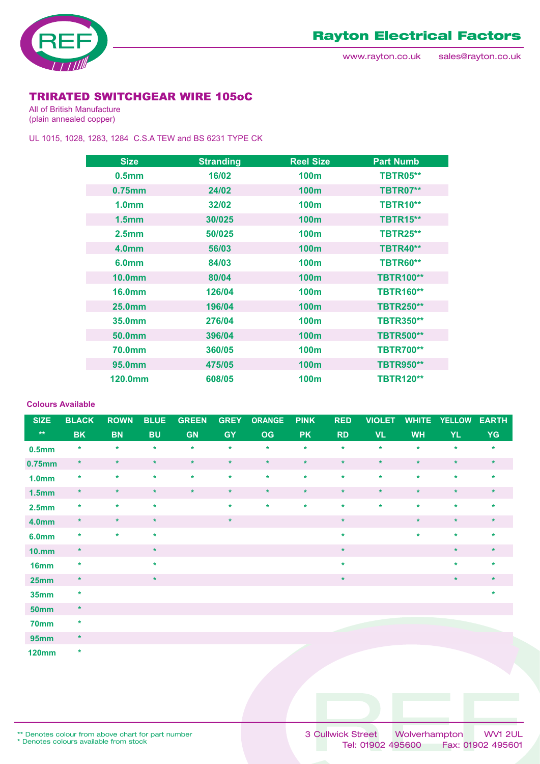# TRIRATED SWITCHGEAR WIRE 105oC

All of British Manufacture
(plain annealed copper)

UL 1015, 1028, 1283, 1284 C.S.A TEW and BS 6231 TYPE CK

| Size | Stranding | Reel Size | Part Numb |
|---|---|---|---|
| 0.5mm | 16/02 | 100m | TBTR05** |
| 0.75mm | 24/02 | 100m | TBTR07** |
| 1.0mm | 32/02 | 100m | TBTR10** |
| 1.5mm | 30/025 | 100m | TBTR15** |
| 2.5mm | 50/025 | 100m | TBTR25** |
| 4.0mm | 56/03 | 100m | TBTR40** |
| 6.0mm | 84/03 | 100m | TBTR60** |
| 10.0mm | 80/04 | 100m | TBTR100** |
| 16.0mm | 126/04 | 100m | TBTR160** |
| 25.0mm | 196/04 | 100m | TBTR250** |
| 35.0mm | 276/04 | 100m | TBTR350** |
| 50.0mm | 396/04 | 100m | TBTR500** |
| 70.0mm | 360/05 | 100m | TBTR700** |
| 95.0mm | 475/05 | 100m | TBTR950** |
| 120.0mm | 608/05 | 100m | TBTR120** |

**Colours Available**

| SIZE | BLACK | ROWN | BLUE | GREEN | GREY | ORANGE | PINK | RED | VIOLET | WHITE | YELLOW | EARTH |
|---|---|---|---|---|---|---|---|---|---|---|---|---|
| ** | BK | BN | BU | GN | GY | OG | PK | RD | VL | WH | YL | YG |
| 0.5mm | * | * | * | * | * | * | * | * | * | * | * | * |
| 0.75mm | * | * | * | * | * | * | * | * | * | * | * | * |
| 1.0mm | * | * | * | * | * | * | * | * | * | * | * | * |
| 1.5mm | * | * | * | * | * | * | * | * | * | * | * | * |
| 2.5mm | * | * | * | | * | * | * | * | * | * | * | * |
| 4.0mm | * | * | * | | * | | | * | | * | * | * |
| 6.0mm | * | * | * | | | | | * | | * | * | * |
| 10.mm | * | | * | | | | | * | | | * | * |
| 16mm | * | | * | | | | | * | | | * | * |
| 25mm | * | | * | | | | | * | | | * | * |
| 35mm | * | | | | | | | | | | | * |
| 50mm | * | | | | | | | | | | | |
| 70mm | * | | | | | | | | | | | |
| 95mm | * | | | | | | | | | | | |
| 120mm | * | | | | | | | | | | | |

** Denotes colour from above chart for part number
* Denotes colours available from stock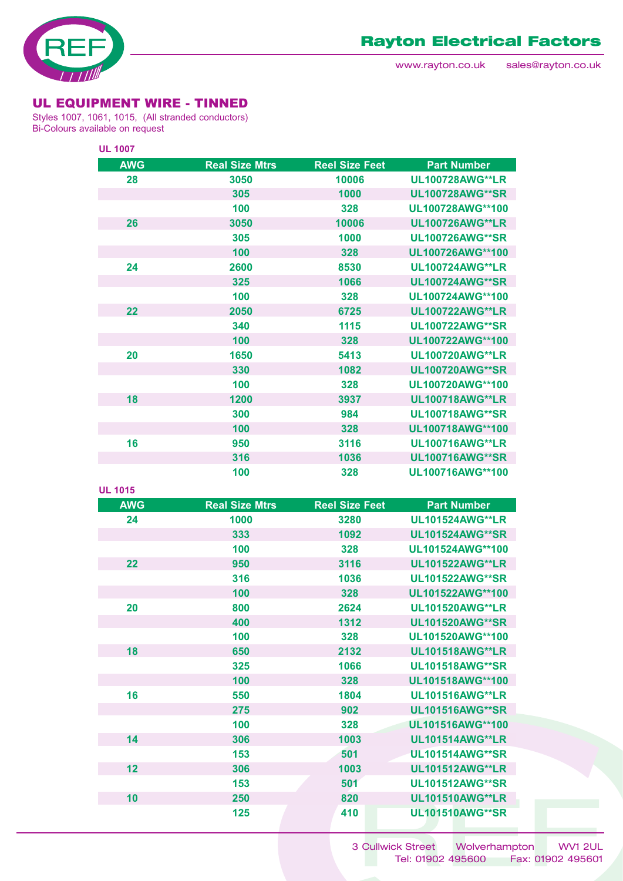## UL EQUIPMENT WIRE - TINNED

Styles 1007, 1061, 1015, (All stranded conductors)
Bi-Colours available on request

### UL 1007

| AWG | Real Size Mtrs | Reel Size Feet | Part Number |
|---|---|---|---|
| 28 | 3050 | 10006 | UL100728AWG**LR |
| | 305 | 1000 | UL100728AWG**SR |
| | 100 | 328 | UL100728AWG**100 |
| 26 | 3050 | 10006 | UL100726AWG**LR |
| | 305 | 1000 | UL100726AWG**SR |
| | 100 | 328 | UL100726AWG**100 |
| 24 | 2600 | 8530 | UL100724AWG**LR |
| | 325 | 1066 | UL100724AWG**SR |
| | 100 | 328 | UL100724AWG**100 |
| 22 | 2050 | 6725 | UL100722AWG**LR |
| | 340 | 1115 | UL100722AWG**SR |
| | 100 | 328 | UL100722AWG**100 |
| 20 | 1650 | 5413 | UL100720AWG**LR |
| | 330 | 1082 | UL100720AWG**SR |
| | 100 | 328 | UL100720AWG**100 |
| 18 | 1200 | 3937 | UL100718AWG**LR |
| | 300 | 984 | UL100718AWG**SR |
| | 100 | 328 | UL100718AWG**100 |
| 16 | 950 | 3116 | UL100716AWG**LR |
| | 316 | 1036 | UL100716AWG**SR |
| | 100 | 328 | UL100716AWG**100 |

### UL 1015

| AWG | Real Size Mtrs | Reel Size Feet | Part Number |
|---|---|---|---|
| 24 | 1000 | 3280 | UL101524AWG**LR |
| | 333 | 1092 | UL101524AWG**SR |
| | 100 | 328 | UL101524AWG**100 |
| 22 | 950 | 3116 | UL101522AWG**LR |
| | 316 | 1036 | UL101522AWG**SR |
| | 100 | 328 | UL101522AWG**100 |
| 20 | 800 | 2624 | UL101520AWG**LR |
| | 400 | 1312 | UL101520AWG**SR |
| | 100 | 328 | UL101520AWG**100 |
| 18 | 650 | 2132 | UL101518AWG**LR |
| | 325 | 1066 | UL101518AWG**SR |
| | 100 | 328 | UL101518AWG**100 |
| 16 | 550 | 1804 | UL101516AWG**LR |
| | 275 | 902 | UL101516AWG**SR |
| | 100 | 328 | UL101516AWG**100 |
| 14 | 306 | 1003 | UL101514AWG**LR |
| | 153 | 501 | UL101514AWG**SR |
| 12 | 306 | 1003 | UL101512AWG**LR |
| | 153 | 501 | UL101512AWG**SR |
| 10 | 250 | 820 | UL101510AWG**LR |
| | 125 | 410 | UL101510AWG**SR |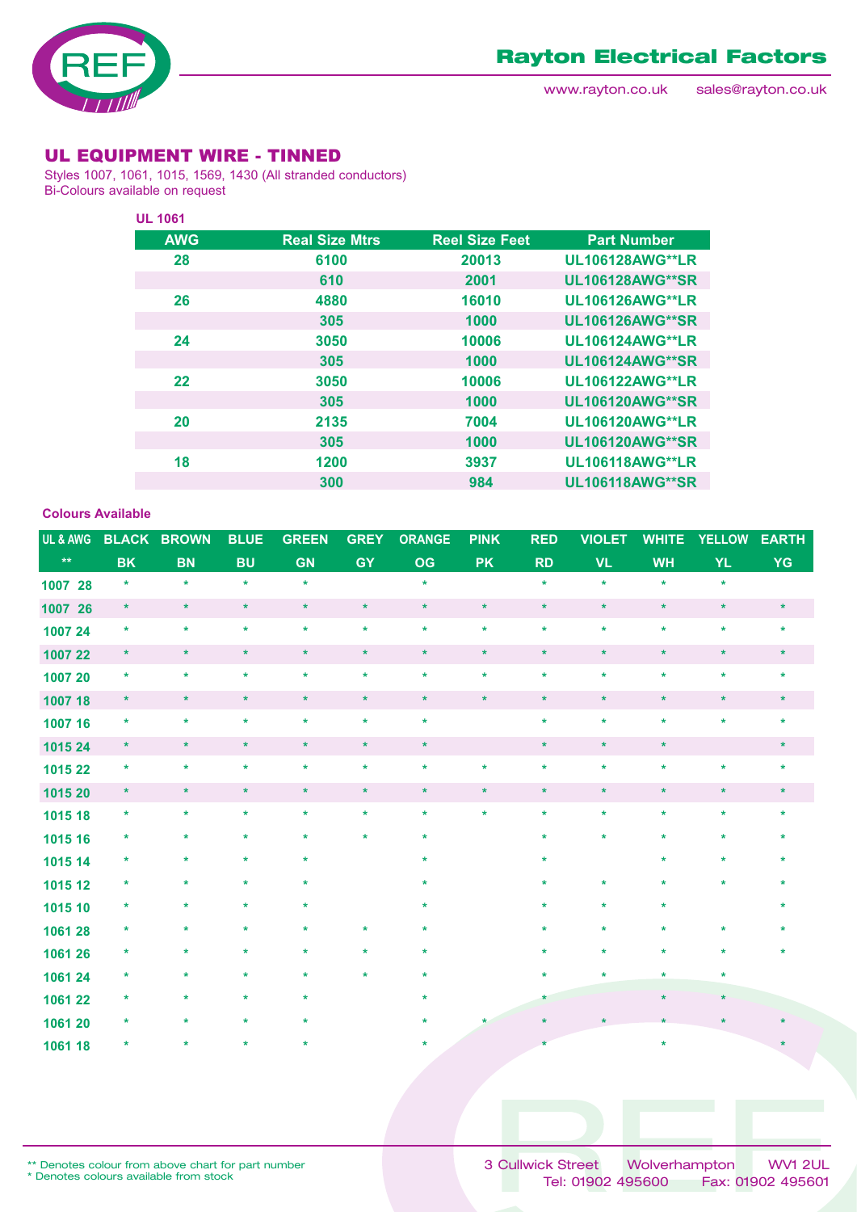# UL EQUIPMENT WIRE - TINNED

Styles 1007, 1061, 1015, 1569, 1430 (All stranded conductors)
Bi-Colours available on request

**UL 1061**

| AWG | Real Size Mtrs | Reel Size Feet | Part Number |
|---|---|---|---|
| 28 | 6100 | 20013 | UL106128AWG**LR |
| | 610 | 2001 | UL106128AWG**SR |
| 26 | 4880 | 16010 | UL106126AWG**LR |
| | 305 | 1000 | UL106126AWG**SR |
| 24 | 3050 | 10006 | UL106124AWG**LR |
| | 305 | 1000 | UL106124AWG**SR |
| 22 | 3050 | 10006 | UL106122AWG**LR |
| | 305 | 1000 | UL106120AWG**SR |
| 20 | 2135 | 7004 | UL106120AWG**LR |
| | 305 | 1000 | UL106120AWG**SR |
| 18 | 1200 | 3937 | UL106118AWG**LR |
| | 300 | 984 | UL106118AWG**SR |

**Colours Available**

| UL & AWG | BLACK | BROWN | BLUE | GREEN | GREY | ORANGE | PINK | RED | VIOLET | WHITE | YELLOW | EARTH |
|---|---|---|---|---|---|---|---|---|---|---|---|---|
| ** | BK | BN | BU | GN | GY | OG | PK | RD | VL | WH | YL | YG |
| 1007 28 | * | * | * | * | | * | | * | * | * | * | |
| 1007 26 | * | * | * | * | * | * | * | * | * | * | * | * |
| 1007 24 | * | * | * | * | * | * | * | * | * | * | * | * |
| 1007 22 | * | * | * | * | * | * | * | * | * | * | * | * |
| 1007 20 | * | * | * | * | * | * | * | * | * | * | * | * |
| 1007 18 | * | * | * | * | * | * | * | * | * | * | * | * |
| 1007 16 | * | * | * | * | * | * | | * | * | * | * | * |
| 1015 24 | * | * | * | * | * | * | | * | * | * | | * |
| 1015 22 | * | * | * | * | * | * | * | * | * | * | * | * |
| 1015 20 | * | * | * | * | * | * | * | * | * | * | * | * |
| 1015 18 | * | * | * | * | * | * | * | * | * | * | * | * |
| 1015 16 | * | * | * | * | * | * | | * | * | * | * | * |
| 1015 14 | * | * | * | * | | * | | * | | * | * | * |
| 1015 12 | * | * | * | * | | * | | * | * | * | * | * |
| 1015 10 | * | * | * | * | | * | | * | * | * | | * |
| 1061 28 | * | * | * | * | * | * | | * | * | * | * | * |
| 1061 26 | * | * | * | * | * | * | | * | * | * | * | * |
| 1061 24 | * | * | * | * | * | * | | * | * | * | * | |
| 1061 22 | * | * | * | * | | * | | * | | * | * | |
| 1061 20 | * | * | * | * | | * | * | * | * | * | * | * |
| 1061 18 | * | * | * | * | | * | | * | | * | | * |

** Denotes colour from above chart for part number
* Denotes colours available from stock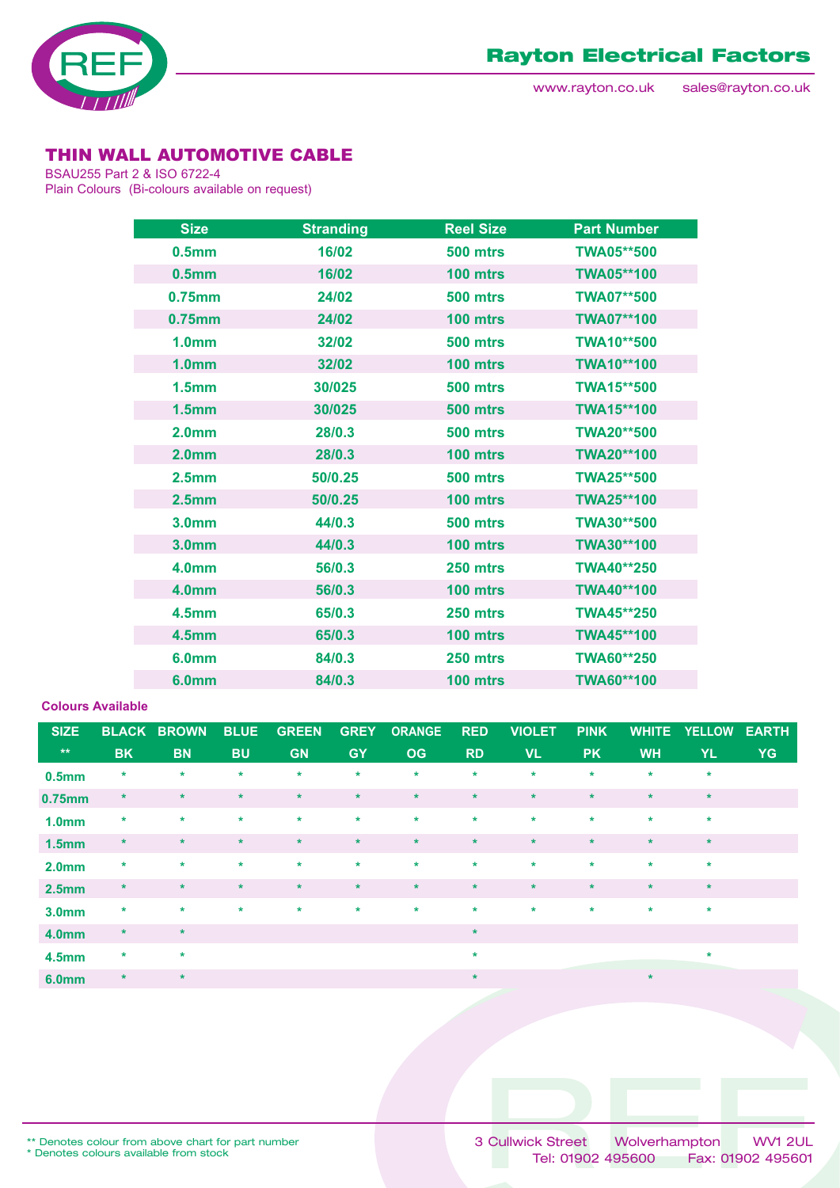Rayton Electrical Factors

www.rayton.co.uk sales@rayton.co.uk

## THIN WALL AUTOMOTIVE CABLE

BSAU255 Part 2 & ISO 6722-4
Plain Colours (Bi-colours available on request)

| Size | Stranding | Reel Size | Part Number |
|---|---|---|---|
| 0.5mm | 16/02 | 500 mtrs | TWA05**500 |
| 0.5mm | 16/02 | 100 mtrs | TWA05**100 |
| 0.75mm | 24/02 | 500 mtrs | TWA07**500 |
| 0.75mm | 24/02 | 100 mtrs | TWA07**100 |
| 1.0mm | 32/02 | 500 mtrs | TWA10**500 |
| 1.0mm | 32/02 | 100 mtrs | TWA10**100 |
| 1.5mm | 30/025 | 500 mtrs | TWA15**500 |
| 1.5mm | 30/025 | 500 mtrs | TWA15**100 |
| 2.0mm | 28/0.3 | 500 mtrs | TWA20**500 |
| 2.0mm | 28/0.3 | 100 mtrs | TWA20**100 |
| 2.5mm | 50/0.25 | 500 mtrs | TWA25**500 |
| 2.5mm | 50/0.25 | 100 mtrs | TWA25**100 |
| 3.0mm | 44/0.3 | 500 mtrs | TWA30**500 |
| 3.0mm | 44/0.3 | 100 mtrs | TWA30**100 |
| 4.0mm | 56/0.3 | 250 mtrs | TWA40**250 |
| 4.0mm | 56/0.3 | 100 mtrs | TWA40**100 |
| 4.5mm | 65/0.3 | 250 mtrs | TWA45**250 |
| 4.5mm | 65/0.3 | 100 mtrs | TWA45**100 |
| 6.0mm | 84/0.3 | 250 mtrs | TWA60**250 |
| 6.0mm | 84/0.3 | 100 mtrs | TWA60**100 |

**Colours Available**

| SIZE | BLACK | BROWN | BLUE | GREEN | GREY | ORANGE | RED | VIOLET | PINK | WHITE | YELLOW | EARTH |
|---|---|---|---|---|---|---|---|---|---|---|---|---|
| ** | BK | BN | BU | GN | GY | OG | RD | VL | PK | WH | YL | YG |
| 0.5mm | * | * | * | * | * | * | * | * | * | * | * | |
| 0.75mm | * | * | * | * | * | * | * | * | * | * | * | |
| 1.0mm | * | * | * | * | * | * | * | * | * | * | * | |
| 1.5mm | * | * | * | * | * | * | * | * | * | * | * | |
| 2.0mm | * | * | * | * | * | * | * | * | * | * | * | |
| 2.5mm | * | * | * | * | * | * | * | * | * | * | * | |
| 3.0mm | * | * | * | * | * | * | * | * | * | * | * | |
| 4.0mm | * | * | | | | | * | | | | | |
| 4.5mm | * | * | | | | | * | | | | * | |
| 6.0mm | * | * | | | | | * | | | * | | |

** Denotes colour from above chart for part number
* Denotes colours available from stock

3 Cullwick Street Wolverhampton WV1 2UL
Tel: 01902 495600 Fax: 01902 495601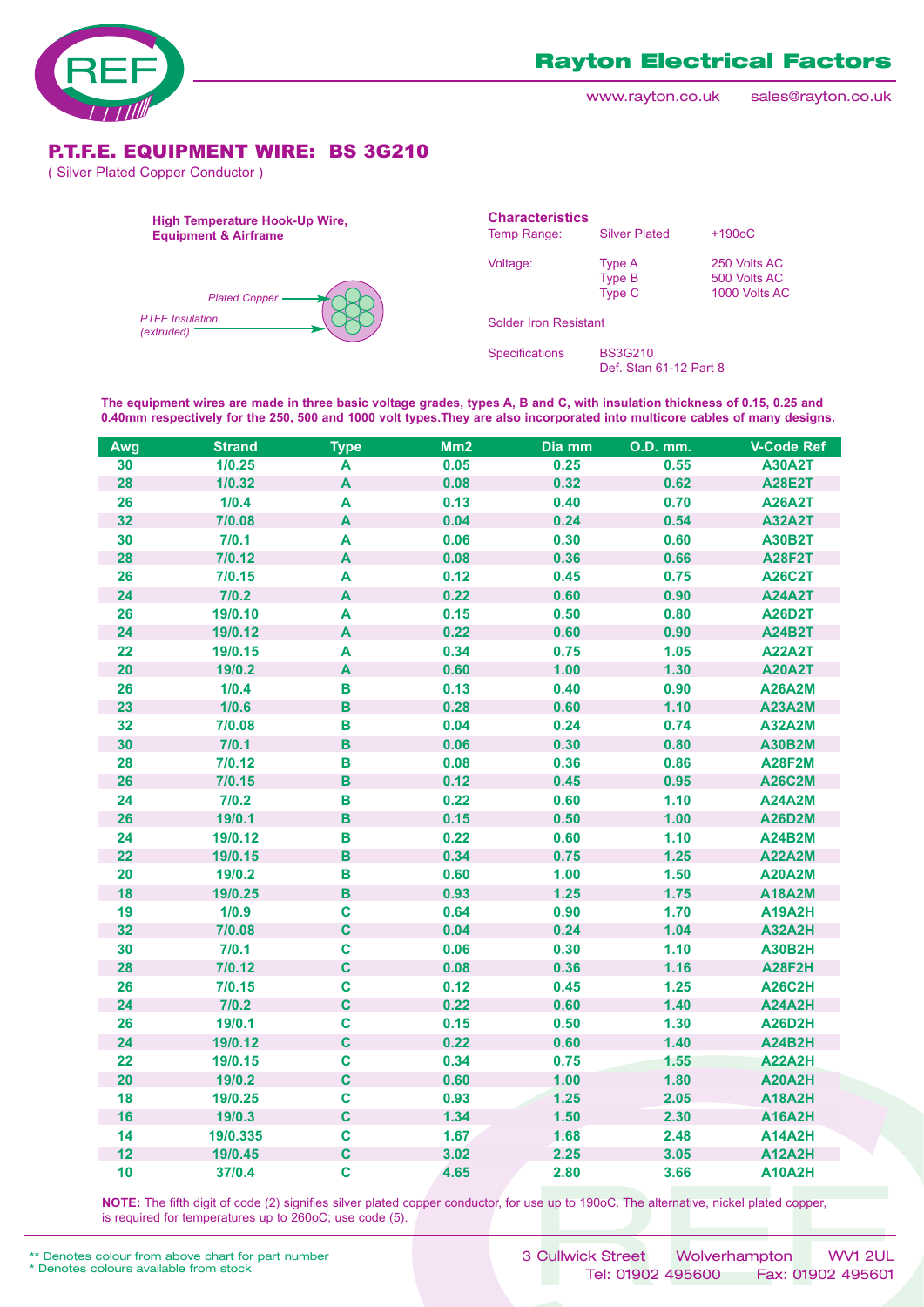# Rayton Electrical Factors

www.rayton.co.uk sales@rayton.co.uk

## P.T.F.E. EQUIPMENT WIRE: BS 3G210

( Silver Plated Copper Conductor )

**High Temperature Hook-Up Wire, Equipment & Airframe**

*Plated Copper*

*PTFE Insulation (extruded)*

### Characteristics

| | | |
|---|---|---|
| Temp Range: | Silver Plated | +190oC |
| Voltage: | Type A | 250 Volts AC |
| | Type B | 500 Volts AC |
| | Type C | 1000 Volts AC |

Solder Iron Resistant

| | |
|---|---|
| Specifications | BS3G210 |
| | Def. Stan 61-12 Part 8 |

**The equipment wires are made in three basic voltage grades, types A, B and C, with insulation thickness of 0.15, 0.25 and 0.40mm respectively for the 250, 500 and 1000 volt types.They are also incorporated into multicore cables of many designs.**

| Awg | Strand | Type | Mm2 | Dia mm | O.D. mm. | V-Code Ref |
|---|---|---|---|---|---|---|
| 30 | 1/0.25 | A | 0.05 | 0.25 | 0.55 | A30A2T |
| 28 | 1/0.32 | A | 0.08 | 0.32 | 0.62 | A28E2T |
| 26 | 1/0.4 | A | 0.13 | 0.40 | 0.70 | A26A2T |
| 32 | 7/0.08 | A | 0.04 | 0.24 | 0.54 | A32A2T |
| 30 | 7/0.1 | A | 0.06 | 0.30 | 0.60 | A30B2T |
| 28 | 7/0.12 | A | 0.08 | 0.36 | 0.66 | A28F2T |
| 26 | 7/0.15 | A | 0.12 | 0.45 | 0.75 | A26C2T |
| 24 | 7/0.2 | A | 0.22 | 0.60 | 0.90 | A24A2T |
| 26 | 19/0.10 | A | 0.15 | 0.50 | 0.80 | A26D2T |
| 24 | 19/0.12 | A | 0.22 | 0.60 | 0.90 | A24B2T |
| 22 | 19/0.15 | A | 0.34 | 0.75 | 1.05 | A22A2T |
| 20 | 19/0.2 | A | 0.60 | 1.00 | 1.30 | A20A2T |
| 26 | 1/0.4 | B | 0.13 | 0.40 | 0.90 | A26A2M |
| 23 | 1/0.6 | B | 0.28 | 0.60 | 1.10 | A23A2M |
| 32 | 7/0.08 | B | 0.04 | 0.24 | 0.74 | A32A2M |
| 30 | 7/0.1 | B | 0.06 | 0.30 | 0.80 | A30B2M |
| 28 | 7/0.12 | B | 0.08 | 0.36 | 0.86 | A28F2M |
| 26 | 7/0.15 | B | 0.12 | 0.45 | 0.95 | A26C2M |
| 24 | 7/0.2 | B | 0.22 | 0.60 | 1.10 | A24A2M |
| 26 | 19/0.1 | B | 0.15 | 0.50 | 1.00 | A26D2M |
| 24 | 19/0.12 | B | 0.22 | 0.60 | 1.10 | A24B2M |
| 22 | 19/0.15 | B | 0.34 | 0.75 | 1.25 | A22A2M |
| 20 | 19/0.2 | B | 0.60 | 1.00 | 1.50 | A20A2M |
| 18 | 19/0.25 | B | 0.93 | 1.25 | 1.75 | A18A2M |
| 19 | 1/0.9 | C | 0.64 | 0.90 | 1.70 | A19A2H |
| 32 | 7/0.08 | C | 0.04 | 0.24 | 1.04 | A32A2H |
| 30 | 7/0.1 | C | 0.06 | 0.30 | 1.10 | A30B2H |
| 28 | 7/0.12 | C | 0.08 | 0.36 | 1.16 | A28F2H |
| 26 | 7/0.15 | C | 0.12 | 0.45 | 1.25 | A26C2H |
| 24 | 7/0.2 | C | 0.22 | 0.60 | 1.40 | A24A2H |
| 26 | 19/0.1 | C | 0.15 | 0.50 | 1.30 | A26D2H |
| 24 | 19/0.12 | C | 0.22 | 0.60 | 1.40 | A24B2H |
| 22 | 19/0.15 | C | 0.34 | 0.75 | 1.55 | A22A2H |
| 20 | 19/0.2 | C | 0.60 | 1.00 | 1.80 | A20A2H |
| 18 | 19/0.25 | C | 0.93 | 1.25 | 2.05 | A18A2H |
| 16 | 19/0.3 | C | 1.34 | 1.50 | 2.30 | A16A2H |
| 14 | 19/0.335 | C | 1.67 | 1.68 | 2.48 | A14A2H |
| 12 | 19/0.45 | C | 3.02 | 2.25 | 3.05 | A12A2H |
| 10 | 37/0.4 | C | 4.65 | 2.80 | 3.66 | A10A2H |

**NOTE:** The fifth digit of code (2) signifies silver plated copper conductor, for use up to 190oC. The alternative, nickel plated copper, is required for temperatures up to 260oC; use code (5).

** Denotes colour from above chart for part number
* Denotes colours available from stock

3 Cullwick Street Wolverhampton WV1 2UL
Tel: 01902 495600 Fax: 01902 495601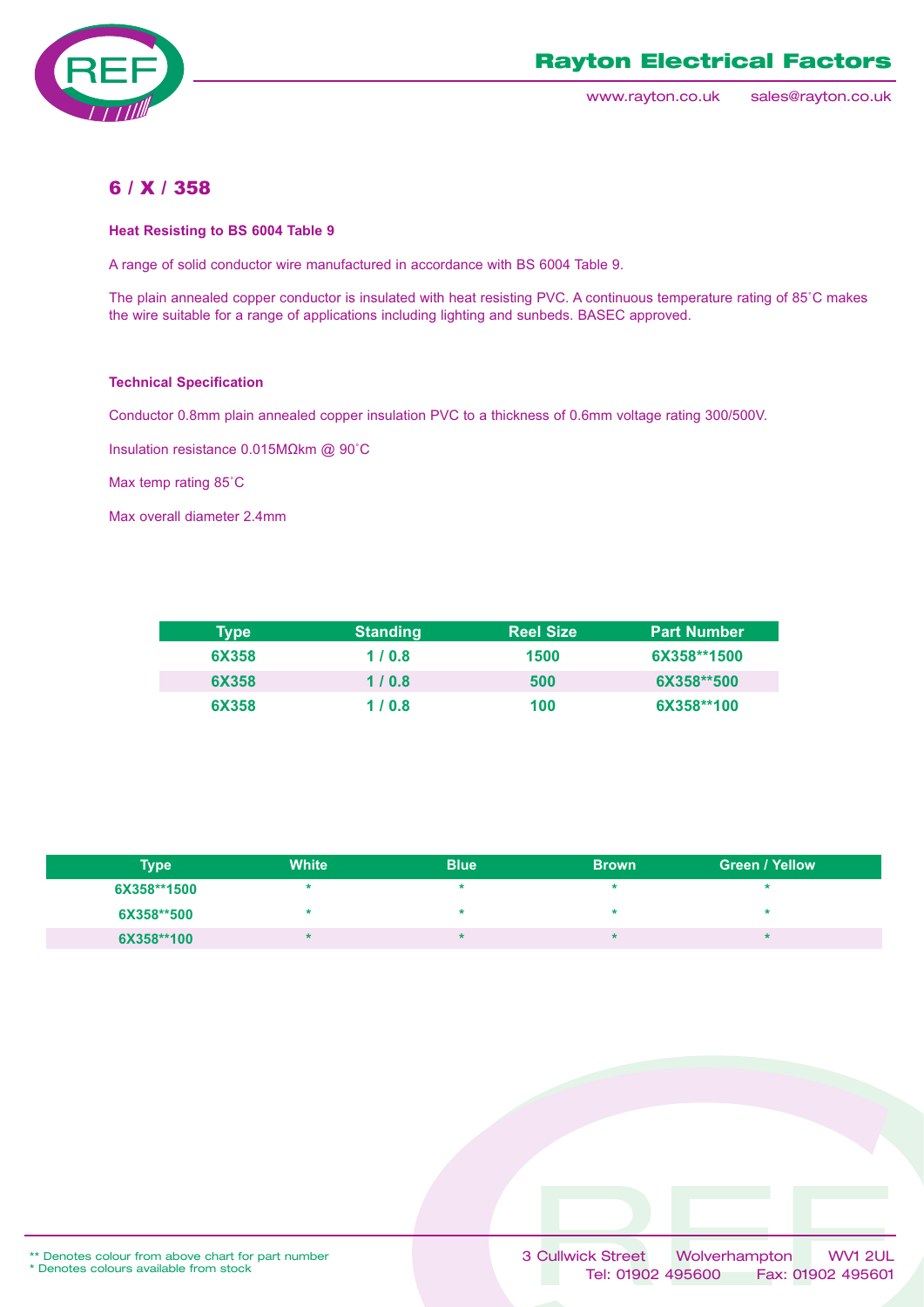# 6 / X / 358

**Heat Resisting to BS 6004 Table 9**

A range of solid conductor wire manufactured in accordance with BS 6004 Table 9.

The plain annealed copper conductor is insulated with heat resisting PVC. A continuous temperature rating of 85˚C makes the wire suitable for a range of applications including lighting and sunbeds. BASEC approved.

**Technical Specification**

Conductor 0.8mm plain annealed copper insulation PVC to a thickness of 0.6mm voltage rating 300/500V.

Insulation resistance 0.015MΩkm @ 90˚C

Max temp rating 85˚C

Max overall diameter 2.4mm

| Type | Standing | Reel Size | Part Number |
|---|---|---|---|
| 6X358 | 1 / 0.8 | 1500 | 6X358**1500 |
| 6X358 | 1 / 0.8 | 500 | 6X358**500 |
| 6X358 | 1 / 0.8 | 100 | 6X358**100 |

| Type | White | Blue | Brown | Green / Yellow |
|---|---|---|---|---|
| 6X358**1500 | * | * | * | * |
| 6X358**500 | * | * | * | * |
| 6X358**100 | * | * | * | * |

** Denotes colour from above chart for part number
* Denotes colours available from stock

3 Cullwick Street Wolverhampton WV1 2UL
Tel: 01902 495600 Fax: 01902 495601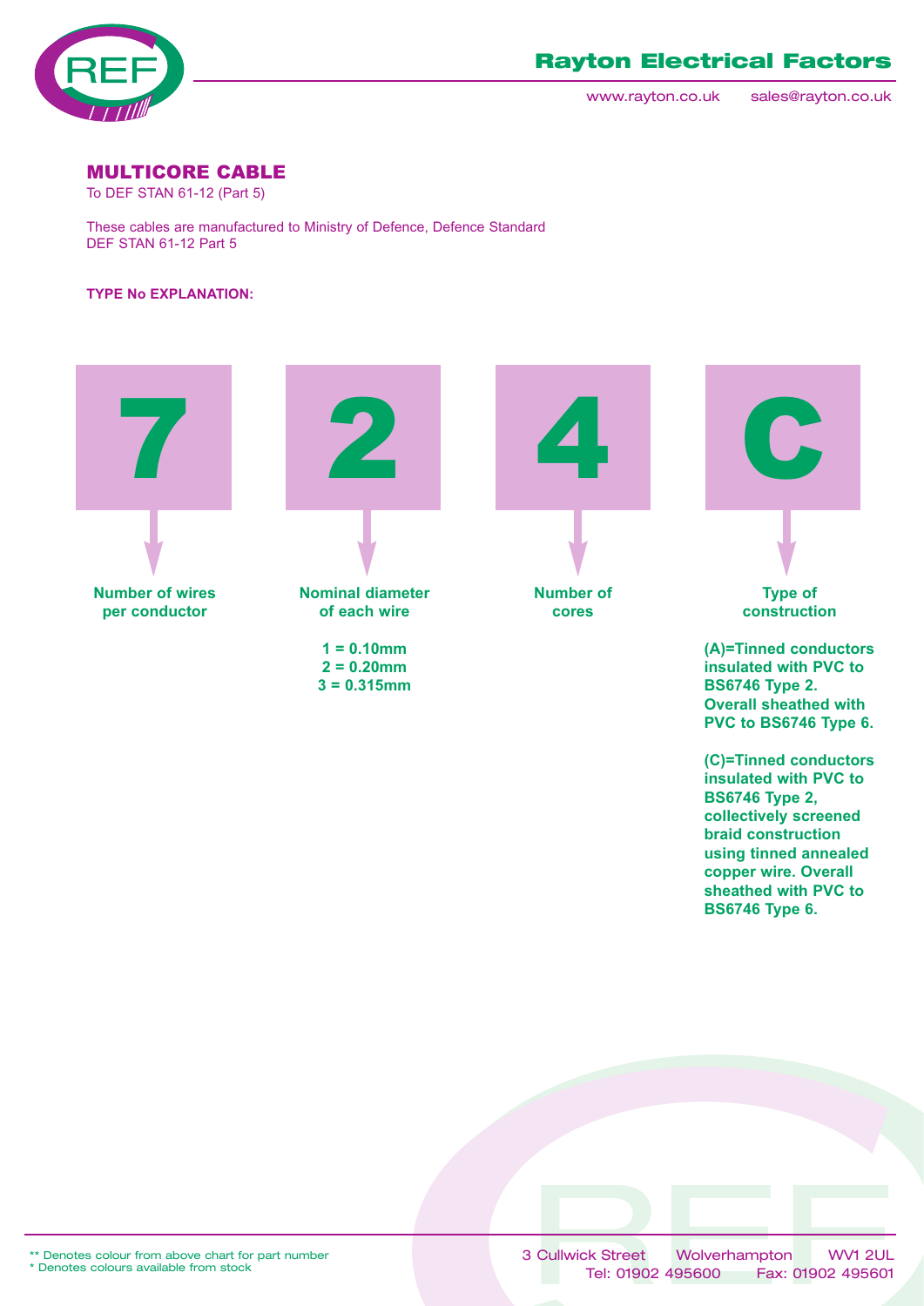## MULTICORE CABLE

To DEF STAN 61-12 (Part 5)

These cables are manufactured to Ministry of Defence, Defence Standard DEF STAN 61-12 Part 5

**TYPE No EXPLANATION:**

| 7 | 2 | 4 | C |
|---|---|---|---|
| **Number of wires per conductor** | **Nominal diameter of each wire** | **Number of cores** | **Type of construction** |

**Nominal diameter of each wire**

- **1 = 0.10mm**
- **2 = 0.20mm**
- **3 = 0.315mm**

**Type of construction**

**(A)=Tinned conductors insulated with PVC to BS6746 Type 2. Overall sheathed with PVC to BS6746 Type 6.**

**(C)=Tinned conductors insulated with PVC to BS6746 Type 2, collectively screened braid construction using tinned annealed copper wire. Overall sheathed with PVC to BS6746 Type 6.**

** Denotes colour from above chart for part number
* Denotes colours available from stock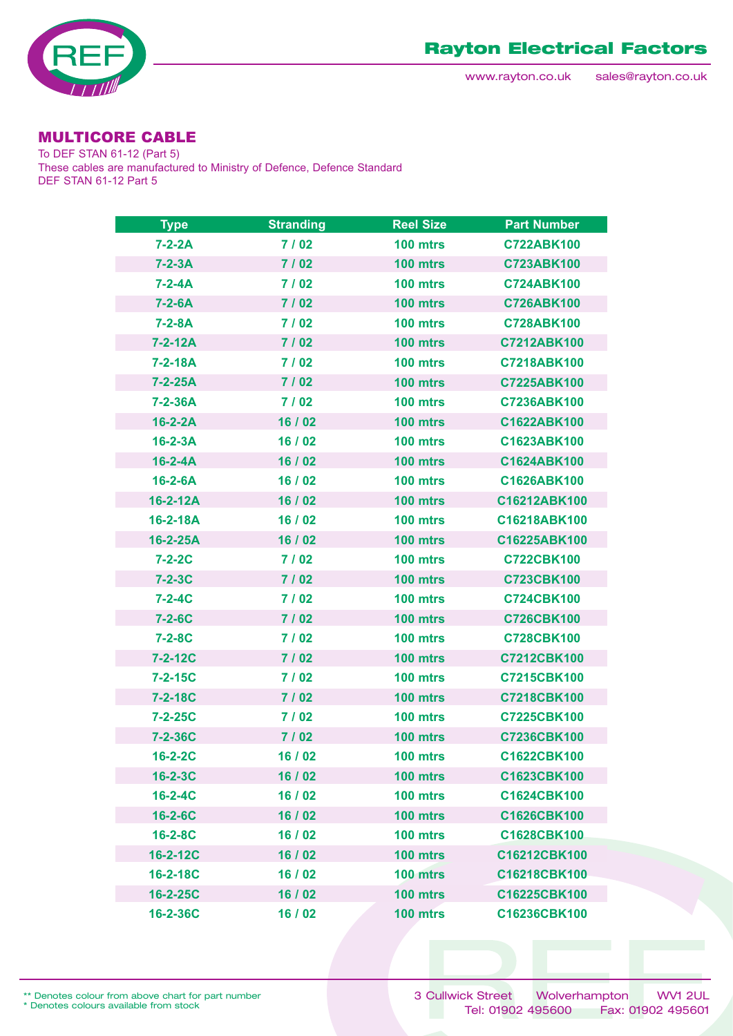## MULTICORE CABLE

To DEF STAN 61-12 (Part 5)
These cables are manufactured to Ministry of Defence, Defence Standard DEF STAN 61-12 Part 5

| Type | Stranding | Reel Size | Part Number |
|---|---|---|---|
| 7-2-2A | 7 / 02 | 100 mtrs | C722ABK100 |
| 7-2-3A | 7 / 02 | 100 mtrs | C723ABK100 |
| 7-2-4A | 7 / 02 | 100 mtrs | C724ABK100 |
| 7-2-6A | 7 / 02 | 100 mtrs | C726ABK100 |
| 7-2-8A | 7 / 02 | 100 mtrs | C728ABK100 |
| 7-2-12A | 7 / 02 | 100 mtrs | C7212ABK100 |
| 7-2-18A | 7 / 02 | 100 mtrs | C7218ABK100 |
| 7-2-25A | 7 / 02 | 100 mtrs | C7225ABK100 |
| 7-2-36A | 7 / 02 | 100 mtrs | C7236ABK100 |
| 16-2-2A | 16 / 02 | 100 mtrs | C1622ABK100 |
| 16-2-3A | 16 / 02 | 100 mtrs | C1623ABK100 |
| 16-2-4A | 16 / 02 | 100 mtrs | C1624ABK100 |
| 16-2-6A | 16 / 02 | 100 mtrs | C1626ABK100 |
| 16-2-12A | 16 / 02 | 100 mtrs | C16212ABK100 |
| 16-2-18A | 16 / 02 | 100 mtrs | C16218ABK100 |
| 16-2-25A | 16 / 02 | 100 mtrs | C16225ABK100 |
| 7-2-2C | 7 / 02 | 100 mtrs | C722CBK100 |
| 7-2-3C | 7 / 02 | 100 mtrs | C723CBK100 |
| 7-2-4C | 7 / 02 | 100 mtrs | C724CBK100 |
| 7-2-6C | 7 / 02 | 100 mtrs | C726CBK100 |
| 7-2-8C | 7 / 02 | 100 mtrs | C728CBK100 |
| 7-2-12C | 7 / 02 | 100 mtrs | C7212CBK100 |
| 7-2-15C | 7 / 02 | 100 mtrs | C7215CBK100 |
| 7-2-18C | 7 / 02 | 100 mtrs | C7218CBK100 |
| 7-2-25C | 7 / 02 | 100 mtrs | C7225CBK100 |
| 7-2-36C | 7 / 02 | 100 mtrs | C7236CBK100 |
| 16-2-2C | 16 / 02 | 100 mtrs | C1622CBK100 |
| 16-2-3C | 16 / 02 | 100 mtrs | C1623CBK100 |
| 16-2-4C | 16 / 02 | 100 mtrs | C1624CBK100 |
| 16-2-6C | 16 / 02 | 100 mtrs | C1626CBK100 |
| 16-2-8C | 16 / 02 | 100 mtrs | C1628CBK100 |
| 16-2-12C | 16 / 02 | 100 mtrs | C16212CBK100 |
| 16-2-18C | 16 / 02 | 100 mtrs | C16218CBK100 |
| 16-2-25C | 16 / 02 | 100 mtrs | C16225CBK100 |
| 16-2-36C | 16 / 02 | 100 mtrs | C16236CBK100 |

** Denotes colour from above chart for part number
* Denotes colours available from stock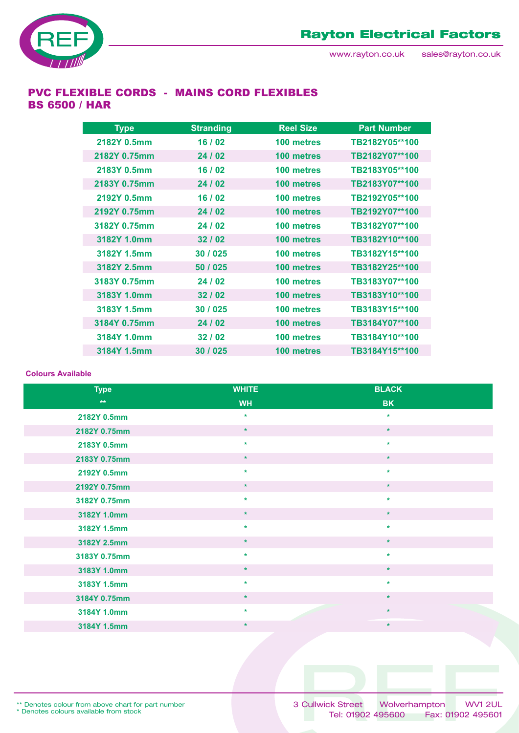# PVC FLEXIBLE CORDS - MAINS CORD FLEXIBLES
## BS 6500 / HAR

| Type | Stranding | Reel Size | Part Number |
|---|---|---|---|
| 2182Y 0.5mm | 16 / 02 | 100 metres | TB2182Y05**100 |
| 2182Y 0.75mm | 24 / 02 | 100 metres | TB2182Y07**100 |
| 2183Y 0.5mm | 16 / 02 | 100 metres | TB2183Y05**100 |
| 2183Y 0.75mm | 24 / 02 | 100 metres | TB2183Y07**100 |
| 2192Y 0.5mm | 16 / 02 | 100 metres | TB2192Y05**100 |
| 2192Y 0.75mm | 24 / 02 | 100 metres | TB2192Y07**100 |
| 3182Y 0.75mm | 24 / 02 | 100 metres | TB3182Y07**100 |
| 3182Y 1.0mm | 32 / 02 | 100 metres | TB3182Y10**100 |
| 3182Y 1.5mm | 30 / 025 | 100 metres | TB3182Y15**100 |
| 3182Y 2.5mm | 50 / 025 | 100 metres | TB3182Y25**100 |
| 3183Y 0.75mm | 24 / 02 | 100 metres | TB3183Y07**100 |
| 3183Y 1.0mm | 32 / 02 | 100 metres | TB3183Y10**100 |
| 3183Y 1.5mm | 30 / 025 | 100 metres | TB3183Y15**100 |
| 3184Y 0.75mm | 24 / 02 | 100 metres | TB3184Y07**100 |
| 3184Y 1.0mm | 32 / 02 | 100 metres | TB3184Y10**100 |
| 3184Y 1.5mm | 30 / 025 | 100 metres | TB3184Y15**100 |

**Colours Available**

| Type | WHITE | BLACK |
|---|---|---|
| ** | WH | BK |
| 2182Y 0.5mm | * | * |
| 2182Y 0.75mm | * | * |
| 2183Y 0.5mm | * | * |
| 2183Y 0.75mm | * | * |
| 2192Y 0.5mm | * | * |
| 2192Y 0.75mm | * | * |
| 3182Y 0.75mm | * | * |
| 3182Y 1.0mm | * | * |
| 3182Y 1.5mm | * | * |
| 3182Y 2.5mm | * | * |
| 3183Y 0.75mm | * | * |
| 3183Y 1.0mm | * | * |
| 3183Y 1.5mm | * | * |
| 3184Y 0.75mm | * | * |
| 3184Y 1.0mm | * | * |
| 3184Y 1.5mm | * | * |

** Denotes colour from above chart for part number
* Denotes colours available from stock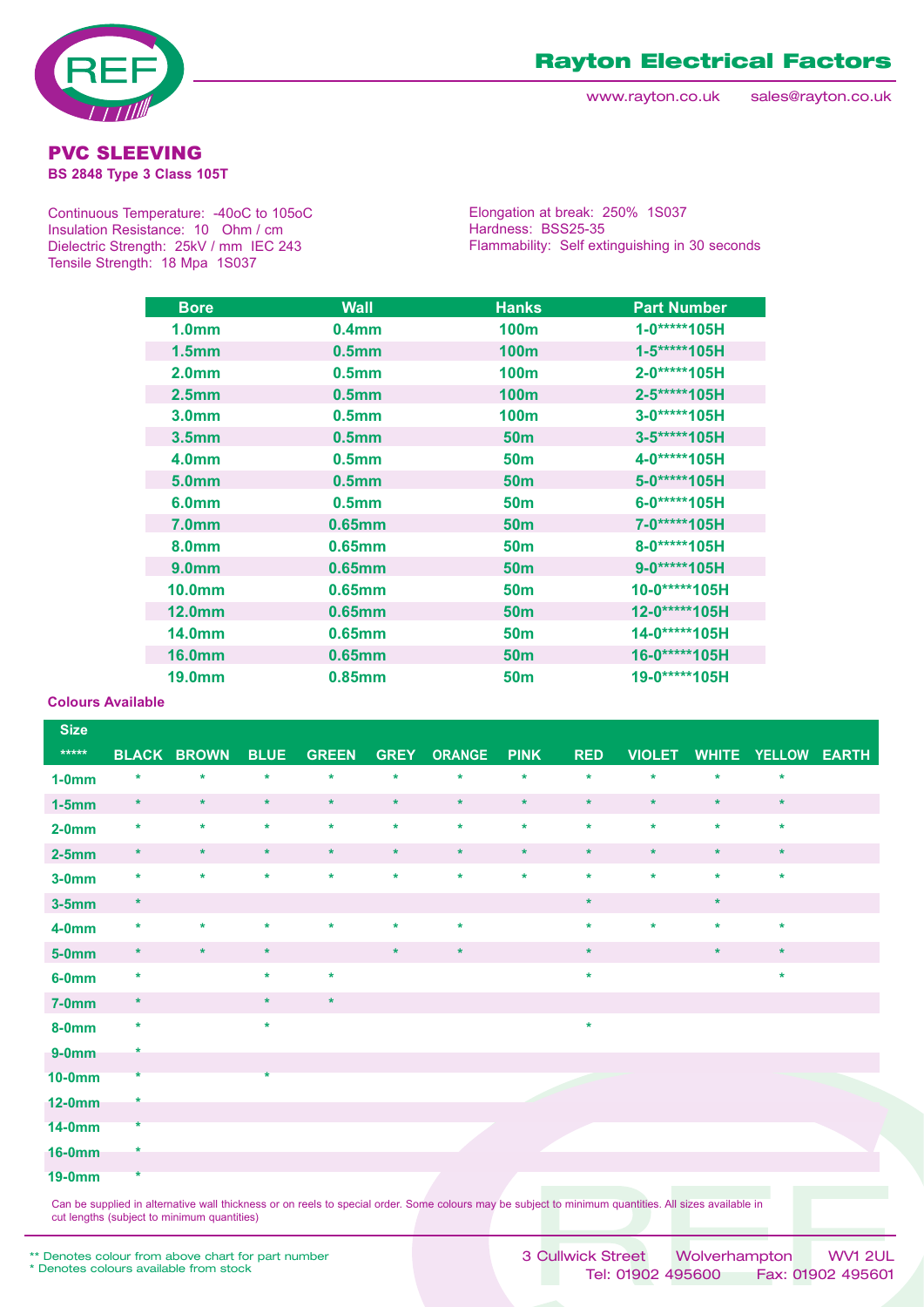# Rayton Electrical Factors

www.rayton.co.uk sales@rayton.co.uk

## PVC SLEEVING

**BS 2848 Type 3 Class 105T**

Continuous Temperature: -40oC to 105oC
Insulation Resistance: 10 Ohm / cm
Dielectric Strength: 25kV / mm IEC 243
Tensile Strength: 18 Mpa 1S037

Elongation at break: 250% 1S037
Hardness: BSS25-35
Flammability: Self extinguishing in 30 seconds

| Bore | Wall | Hanks | Part Number |
|---|---|---|---|
| 1.0mm | 0.4mm | 100m | 1-0*****105H |
| 1.5mm | 0.5mm | 100m | 1-5*****105H |
| 2.0mm | 0.5mm | 100m | 2-0*****105H |
| 2.5mm | 0.5mm | 100m | 2-5*****105H |
| 3.0mm | 0.5mm | 100m | 3-0*****105H |
| 3.5mm | 0.5mm | 50m | 3-5*****105H |
| 4.0mm | 0.5mm | 50m | 4-0*****105H |
| 5.0mm | 0.5mm | 50m | 5-0*****105H |
| 6.0mm | 0.5mm | 50m | 6-0*****105H |
| 7.0mm | 0.65mm | 50m | 7-0*****105H |
| 8.0mm | 0.65mm | 50m | 8-0*****105H |
| 9.0mm | 0.65mm | 50m | 9-0*****105H |
| 10.0mm | 0.65mm | 50m | 10-0*****105H |
| 12.0mm | 0.65mm | 50m | 12-0*****105H |
| 14.0mm | 0.65mm | 50m | 14-0*****105H |
| 16.0mm | 0.65mm | 50m | 16-0*****105H |
| 19.0mm | 0.85mm | 50m | 19-0*****105H |

**Colours Available**

| Size ***** | BLACK | BROWN | BLUE | GREEN | GREY | ORANGE | PINK | RED | VIOLET | WHITE | YELLOW | EARTH |
|---|---|---|---|---|---|---|---|---|---|---|---|---|
| 1-0mm | * | * | * | * | * | * | * | * | * | * | * | |
| 1-5mm | * | * | * | * | * | * | * | * | * | * | * | |
| 2-0mm | * | * | * | * | * | * | * | * | * | * | * | |
| 2-5mm | * | * | * | * | * | * | * | * | * | * | * | |
| 3-0mm | * | * | * | * | * | * | * | * | * | * | * | |
| 3-5mm | * | | | | | | | * | | * | | |
| 4-0mm | * | * | * | * | * | * | | * | * | * | * | |
| 5-0mm | * | * | * | | * | * | | * | | * | * | |
| 6-0mm | * | | * | * | | | | * | | | * | |
| 7-0mm | * | | * | * | | | | | | | | |
| 8-0mm | * | | * | | | | | * | | | | |
| 9-0mm | * | | | | | | | | | | | |
| 10-0mm | * | | * | | | | | | | | | |
| 12-0mm | * | | | | | | | | | | | |
| 14-0mm | * | | | | | | | | | | | |
| 16-0mm | * | | | | | | | | | | | |
| 19-0mm | * | | | | | | | | | | | |

Can be supplied in alternative wall thickness or on reels to special order. Some colours may be subject to minimum quantities. All sizes available in cut lengths (subject to minimum quantities)

** Denotes colour from above chart for part number
* Denotes colours available from stock

3 Cullwick Street Wolverhampton WV1 2UL
Tel: 01902 495600 Fax: 01902 495601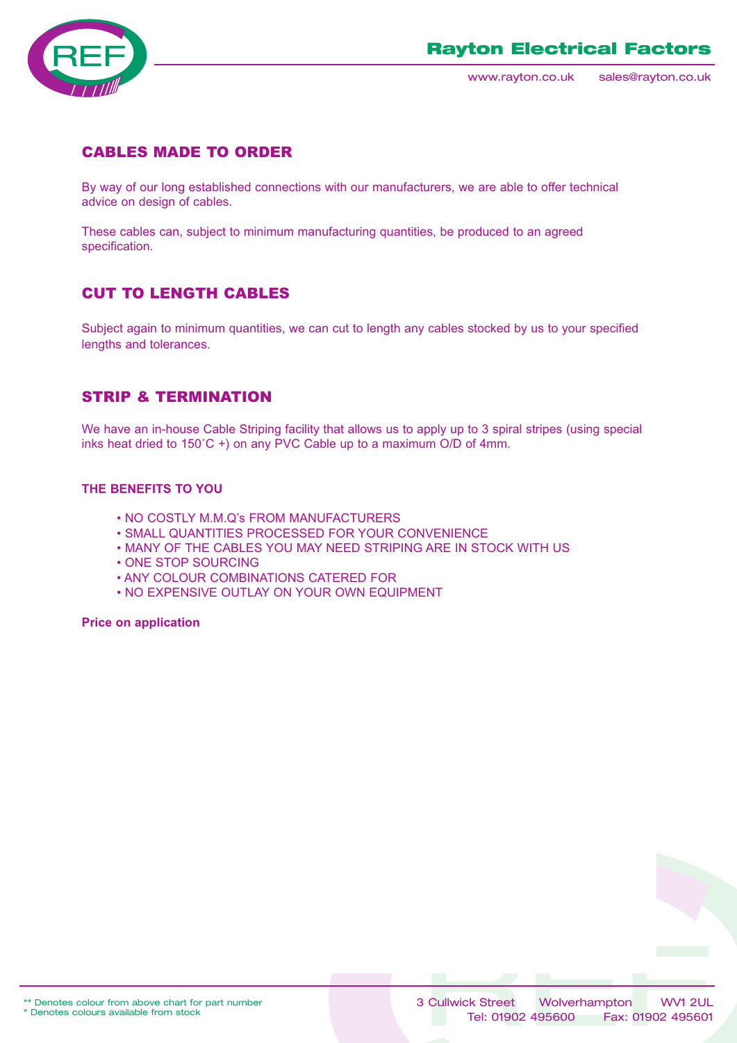## CABLES MADE TO ORDER

By way of our long established connections with our manufacturers, we are able to offer technical advice on design of cables.

These cables can, subject to minimum manufacturing quantities, be produced to an agreed specification.

## CUT TO LENGTH CABLES

Subject again to minimum quantities, we can cut to length any cables stocked by us to your specified lengths and tolerances.

## STRIP & TERMINATION

We have an in-house Cable Striping facility that allows us to apply up to 3 spiral stripes (using special inks heat dried to 150˚C +) on any PVC Cable up to a maximum O/D of 4mm.

**THE BENEFITS TO YOU**

- NO COSTLY M.M.Q's FROM MANUFACTURERS
- SMALL QUANTITIES PROCESSED FOR YOUR CONVENIENCE
- MANY OF THE CABLES YOU MAY NEED STRIPING ARE IN STOCK WITH US
- ONE STOP SOURCING
- ANY COLOUR COMBINATIONS CATERED FOR
- NO EXPENSIVE OUTLAY ON YOUR OWN EQUIPMENT

**Price on application**

** Denotes colour from above chart for part number
* Denotes colours available from stock